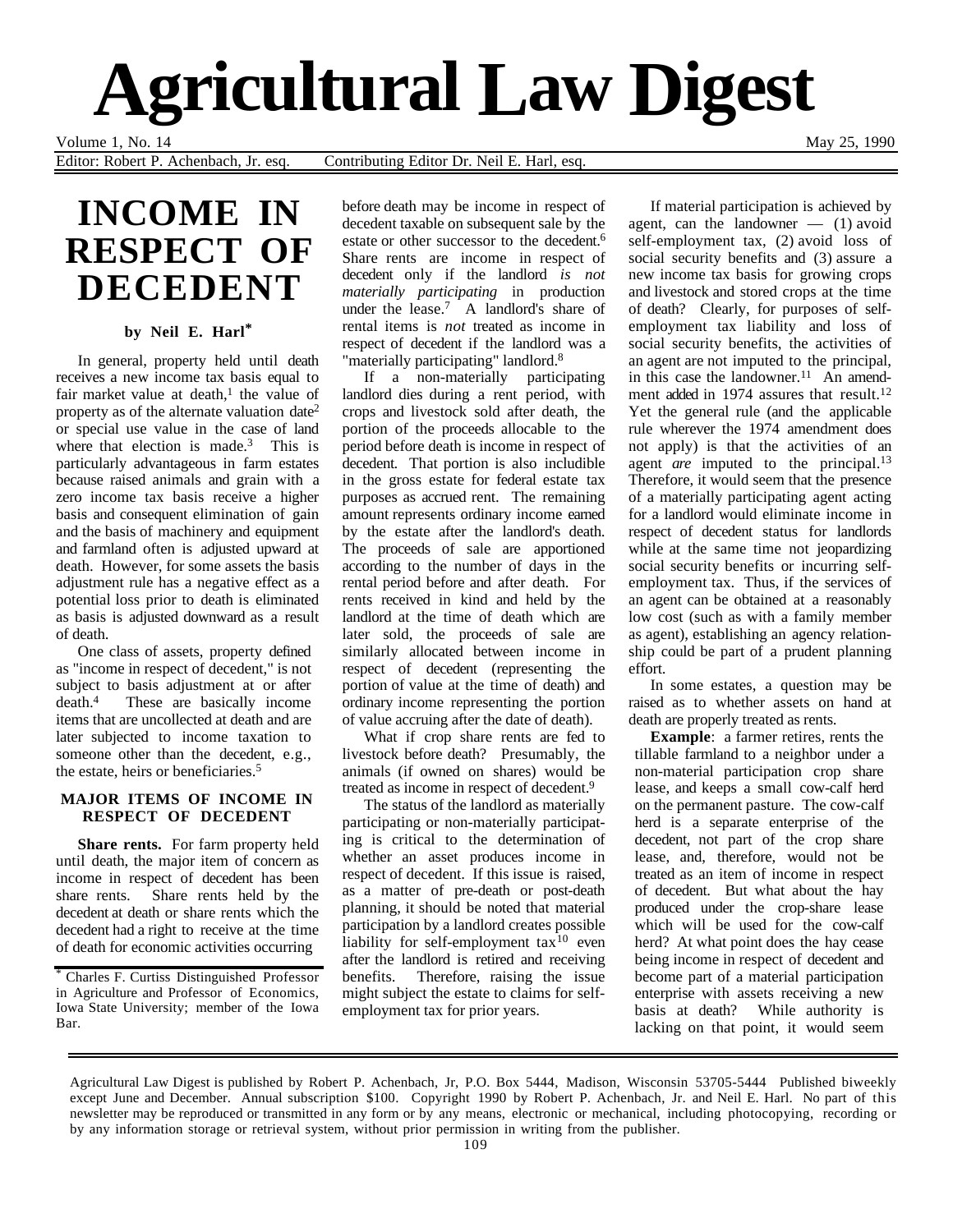# Agricultural Law Digest

Volume 1, No. 14 May 25, 1990

Editor: Robert P. Achenbach, Jr. esq. Contributing Editor Dr. Neil E. Harl, esq.

## INCOME IN RESPECT OF DECEDENT

**by Neil E. Harl***

In general, property held until death receives a new income tax basis equal to fair market value at death,[1] the value of property as of the alternate valuation date[2] or special use value in the case of land where that election is made.[3] This is particularly advantageous in farm estates because raised animals and grain with a zero income tax basis receive a higher basis and consequent elimination of gain and the basis of machinery and equipment and farmland often is adjusted upward at death. However, for some assets the basis adjustment rule has a negative effect as a potential loss prior to death is eliminated as basis is adjusted downward as a result of death.

One class of assets, property defined as "income in respect of decedent," is not subject to basis adjustment at or after death.[4] These are basically income items that are uncollected at death and are later subjected to income taxation to someone other than the decedent, e.g., the estate, heirs or beneficiaries.[5]

### MAJOR ITEMS OF INCOME IN RESPECT OF DECEDENT

**Share rents.** For farm property held until death, the major item of concern as income in respect of decedent has been share rents. Share rents held by the decedent at death or share rents which the decedent had a right to receive at the time of death for economic activities occurring before death may be income in respect of decedent taxable on subsequent sale by the estate or other successor to the decedent.[6] Share rents are income in respect of decedent only if the landlord *is not materially participating* in production under the lease.[7] A landlord's share of rental items is *not* treated as income in respect of decedent if the landlord was a "materially participating" landlord.[8]

If a non-materially participating landlord dies during a rent period, with crops and livestock sold after death, the portion of the proceeds allocable to the period before death is income in respect of decedent. That portion is also includible in the gross estate for federal estate tax purposes as accrued rent. The remaining amount represents ordinary income earned by the estate after the landlord's death. The proceeds of sale are apportioned according to the number of days in the rental period before and after death. For rents received in kind and held by the landlord at the time of death which are later sold, the proceeds of sale are similarly allocated between income in respect of decedent (representing the portion of value at the time of death) and ordinary income representing the portion of value accruing after the date of death).

What if crop share rents are fed to livestock before death? Presumably, the animals (if owned on shares) would be treated as income in respect of decedent.[9]

The status of the landlord as materially participating or non-materially participating is critical to the determination of whether an asset produces income in respect of decedent. If this issue is raised, as a matter of pre-death or post-death planning, it should be noted that material participation by a landlord creates possible liability for self-employment tax[10] even after the landlord is retired and receiving benefits. Therefore, raising the issue might subject the estate to claims for self-employment tax for prior years.

If material participation is achieved by agent, can the landowner — (1) avoid self-employment tax, (2) avoid loss of social security benefits and (3) assure a new income tax basis for growing crops and livestock and stored crops at the time of death? Clearly, for purposes of self-employment tax liability and loss of social security benefits, the activities of an agent are not imputed to the principal, in this case the landowner.[11] An amendment added in 1974 assures that result.[12] Yet the general rule (and the applicable rule wherever the 1974 amendment does not apply) is that the activities of an agent *are* imputed to the principal.[13] Therefore, it would seem that the presence of a materially participating agent acting for a landlord would eliminate income in respect of decedent status for landlords while at the same time not jeopardizing social security benefits or incurring self-employment tax. Thus, if the services of an agent can be obtained at a reasonably low cost (such as with a family member as agent), establishing an agency relationship could be part of a prudent planning effort.

In some estates, a question may be raised as to whether assets on hand at death are properly treated as rents.

**Example**: a farmer retires, rents the tillable farmland to a neighbor under a non-material participation crop share lease, and keeps a small cow-calf herd on the permanent pasture. The cow-calf herd is a separate enterprise of the decedent, not part of the crop share lease, and, therefore, would not be treated as an item of income in respect of decedent. But what about the hay produced under the crop-share lease which will be used for the cow-calf herd? At what point does the hay cease being income in respect of decedent and become part of a material participation enterprise with assets receiving a new basis at death? While authority is lacking on that point, it would seem

---

\* Charles F. Curtiss Distinguished Professor in Agriculture and Professor of Economics, Iowa State University; member of the Iowa Bar.

Agricultural Law Digest is published by Robert P. Achenbach, Jr, P.O. Box 5444, Madison, Wisconsin 53705-5444 Published biweekly except June and December. Annual subscription $100. Copyright 1990 by Robert P. Achenbach, Jr. and Neil E. Harl. No part of this newsletter may be reproduced or transmitted in any form or by any means, electronic or mechanical, including photocopying, recording or by any information storage or retrieval system, without prior permission in writing from the publisher.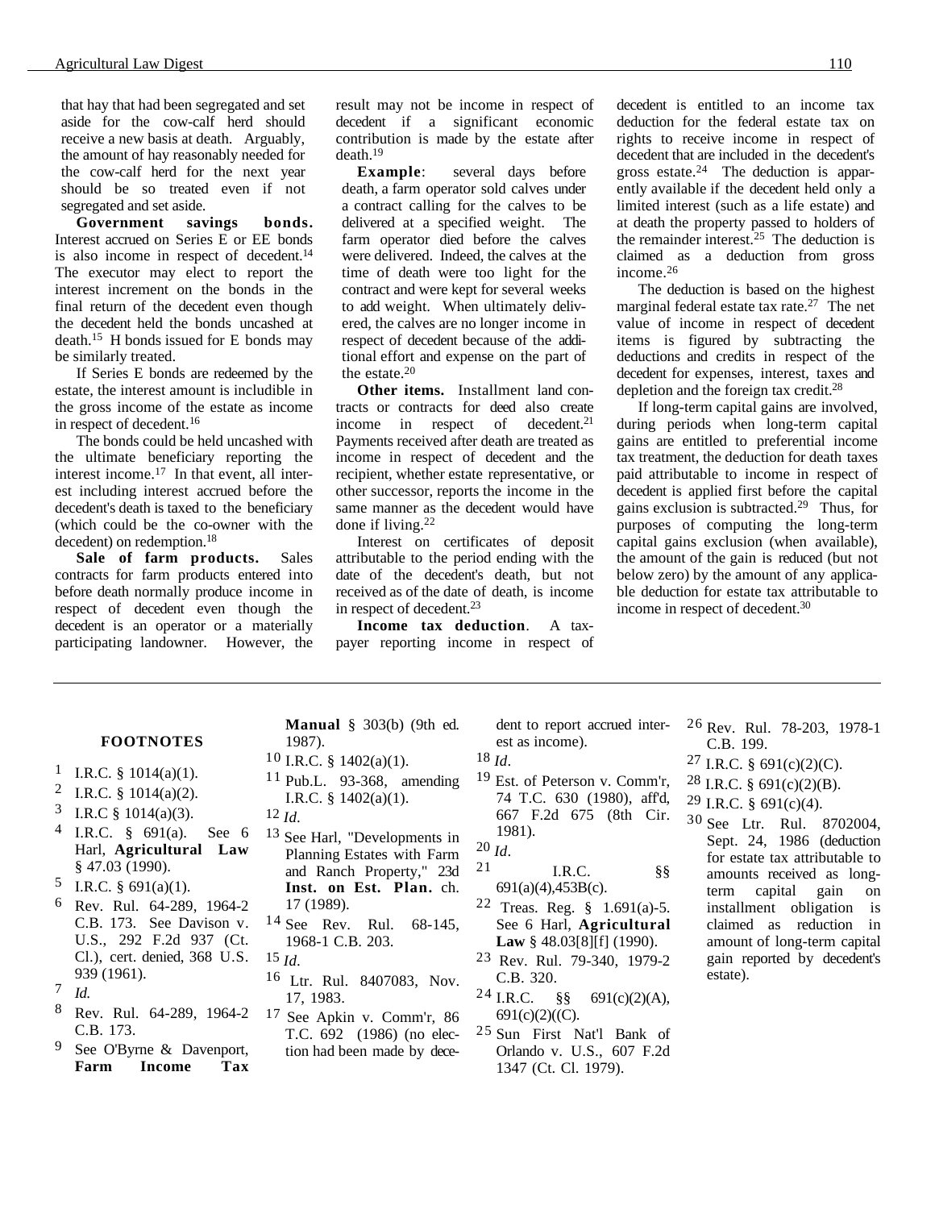that hay that had been segregated and set aside for the cow-calf herd should receive a new basis at death. Arguably, the amount of hay reasonably needed for the cow-calf herd for the next year should be so treated even if not segregated and set aside.

**Government savings bonds.** Interest accrued on Series E or EE bonds is also income in respect of decedent.[14] The executor may elect to report the interest increment on the bonds in the final return of the decedent even though the decedent held the bonds uncashed at death.[15] H bonds issued for E bonds may be similarly treated.

If Series E bonds are redeemed by the estate, the interest amount is includible in the gross income of the estate as income in respect of decedent.[16]

The bonds could be held uncashed with the ultimate beneficiary reporting the interest income.[17] In that event, all interest including interest accrued before the decedent's death is taxed to the beneficiary (which could be the co-owner with the decedent) on redemption.[18]

**Sale of farm products.** Sales contracts for farm products entered into before death normally produce income in respect of decedent even though the decedent is an operator or a materially participating landowner. However, the result may not be income in respect of decedent if a significant economic contribution is made by the estate after death.[19]

**Example**: several days before death, a farm operator sold calves under a contract calling for the calves to be delivered at a specified weight. The farm operator died before the calves were delivered. Indeed, the calves at the time of death were too light for the contract and were kept for several weeks to add weight. When ultimately delivered, the calves are no longer income in respect of decedent because of the additional effort and expense on the part of the estate.[20]

**Other items.** Installment land contracts or contracts for deed also create income in respect of decedent.[21] Payments received after death are treated as income in respect of decedent and the recipient, whether estate representative, or other successor, reports the income in the same manner as the decedent would have done if living.[22]

Interest on certificates of deposit attributable to the period ending with the date of the decedent's death, but not received as of the date of death, is income in respect of decedent.[23]

**Income tax deduction**. A taxpayer reporting income in respect of decedent is entitled to an income tax deduction for the federal estate tax on rights to receive income in respect of decedent that are included in the decedent's gross estate.[24] The deduction is apparently available if the decedent held only a limited interest (such as a life estate) and at death the property passed to holders of the remainder interest.[25] The deduction is claimed as a deduction from gross income.[26]

The deduction is based on the highest marginal federal estate tax rate.[27] The net value of income in respect of decedent items is figured by subtracting the deductions and credits in respect of the decedent for expenses, interest, taxes and depletion and the foreign tax credit.[28]

If long-term capital gains are involved, during periods when long-term capital gains are entitled to preferential income tax treatment, the deduction for death taxes paid attributable to income in respect of decedent is applied first before the capital gains exclusion is subtracted.[29] Thus, for purposes of computing the long-term capital gains exclusion (when available), the amount of the gain is reduced (but not below zero) by the amount of any applicable deduction for estate tax attributable to income in respect of decedent.[30]

## FOOTNOTES

1 I.R.C. § 1014(a)(1).

2 I.R.C. § 1014(a)(2).

3 I.R.C § 1014(a)(3).

4 I.R.C. § 691(a). See 6 Harl, **Agricultural Law** § 47.03 (1990).

5 I.R.C. § 691(a)(1).

6 Rev. Rul. 64-289, 1964-2 C.B. 173. See Davison v. U.S., 292 F.2d 937 (Ct. Cl.), cert. denied, 368 U.S. 939 (1961).

7 *Id.*

8 Rev. Rul. 64-289, 1964-2 C.B. 173.

9 See O'Byrne & Davenport, **Farm Income Tax Manual** § 303(b) (9th ed. 1987).

10 I.R.C. § 1402(a)(1).

11 Pub.L. 93-368, amending I.R.C. § 1402(a)(1).

12 *Id*.

13 See Harl, "Developments in Planning Estates with Farm and Ranch Property," 23d **Inst. on Est. Plan.** ch. 17 (1989).

14 See Rev. Rul. 68-145, 1968-1 C.B. 203.

15 *Id*.

16 Ltr. Rul. 8407083, Nov. 17, 1983.

17 See Apkin v. Comm'r, 86 T.C. 692 (1986) (no election had been made by decedent to report accrued interest as income).

18 *Id*.

19 Est. of Peterson v. Comm'r, 74 T.C. 630 (1980), aff'd, 667 F.2d 675 (8th Cir. 1981).

20 *Id*.

21 I.R.C. §§ 691(a)(4),453B(c).

22 Treas. Reg. § 1.691(a)-5. See 6 Harl, **Agricultural Law** § 48.03[8][f] (1990).

23 Rev. Rul. 79-340, 1979-2 C.B. 320.

24 I.R.C. §§ 691(c)(2)(A), 691(c)(2)((C).

25 Sun First Nat'l Bank of Orlando v. U.S., 607 F.2d 1347 (Ct. Cl. 1979).

26 Rev. Rul. 78-203, 1978-1 C.B. 199.

27 I.R.C. § 691(c)(2)(C).

28 I.R.C. § 691(c)(2)(B).

29 I.R.C. § 691(c)(4).

30 See Ltr. Rul. 8702004, Sept. 24, 1986 (deduction for estate tax attributable to amounts received as long-term capital gain on installment obligation is claimed as reduction in amount of long-term capital gain reported by decedent's estate).